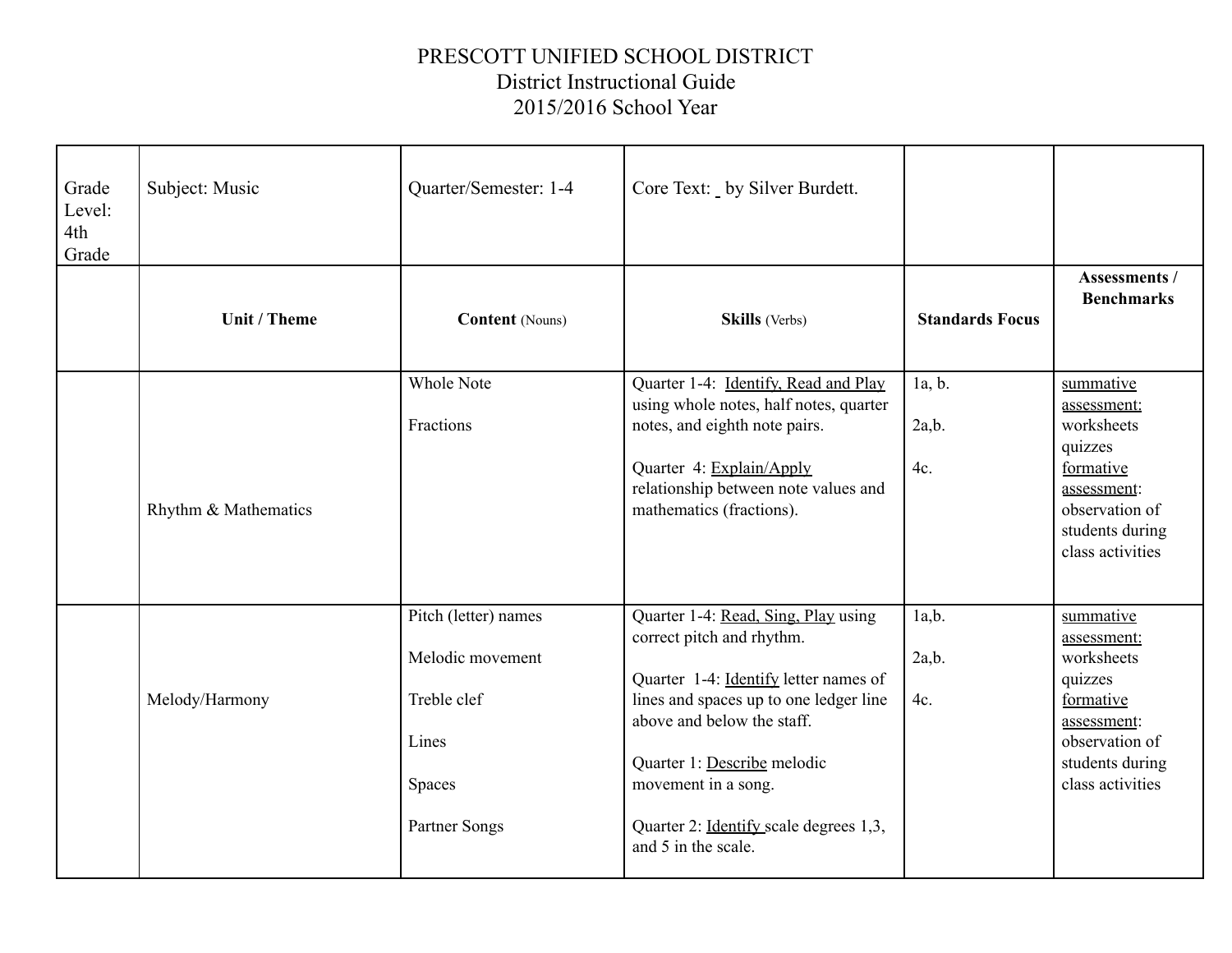PRESCOTT UNIFIED SCHOOL DISTRICT
District Instructional Guide
2015/2016 School Year

| Grade Level: 4th Grade | Subject: Music | Quarter/Semester: 1-4 | Core Text: _ by Silver Burdett. | | |
|---|---|---|---|---|---|
| | **Unit / Theme** | **Content** (Nouns) | **Skills** (Verbs) | **Standards Focus** | **Assessments / Benchmarks** |
| | Rhythm & Mathematics | Whole Note<br><br>Fractions | Quarter 1-4: Identify, Read and Play using whole notes, half notes, quarter notes, and eighth note pairs.<br><br>Quarter 4: Explain/Apply relationship between note values and mathematics (fractions). | 1a, b.<br><br>2a,b.<br><br>4c. | summative assessment: worksheets quizzes formative assessment: observation of students during class activities |
| | Melody/Harmony | Pitch (letter) names<br><br>Melodic movement<br><br>Treble clef<br><br>Lines<br><br>Spaces<br><br>Partner Songs | Quarter 1-4: Read, Sing, Play using correct pitch and rhythm.<br><br>Quarter 1-4: Identify letter names of lines and spaces up to one ledger line above and below the staff.<br><br>Quarter 1: Describe melodic movement in a song.<br><br>Quarter 2: Identify scale degrees 1,3, and 5 in the scale. | 1a,b.<br><br>2a,b.<br><br>4c. | summative assessment: worksheets quizzes formative assessment: observation of students during class activities |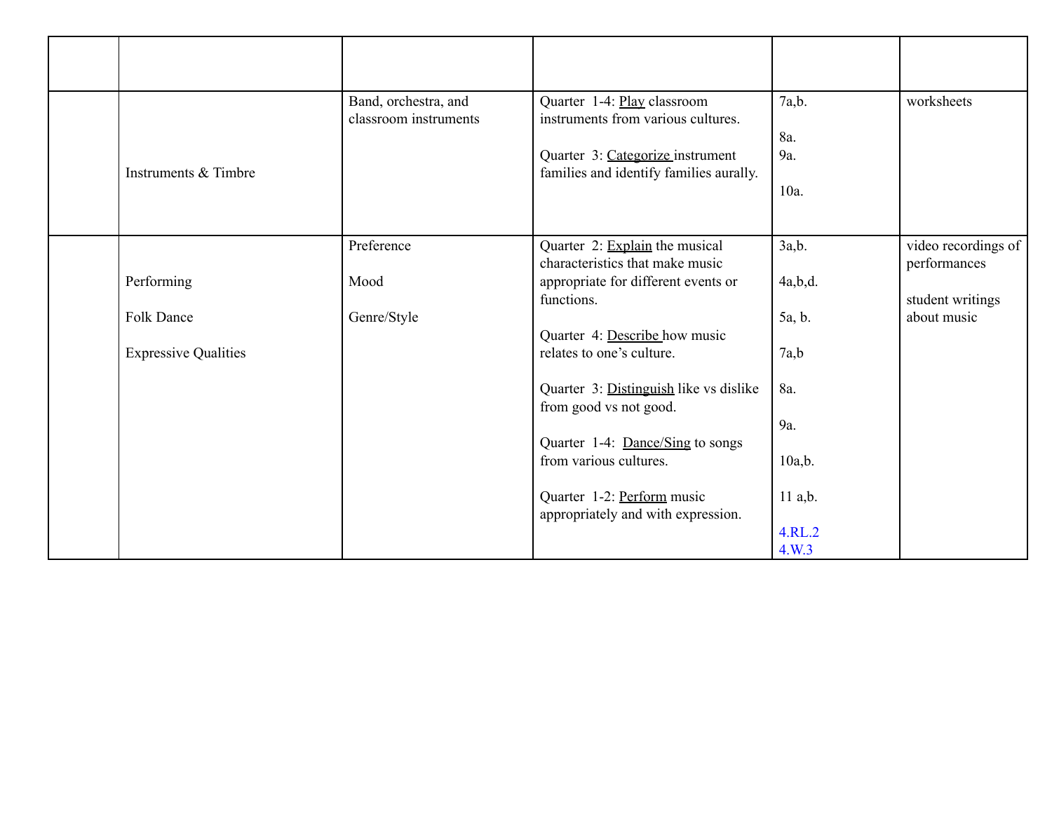| | | | | | |
|---|---|---|---|---|---|
| | | | | | |
| | Instruments & Timbre | Band, orchestra, and classroom instruments | Quarter 1-4: Play classroom instruments from various cultures.<br><br>Quarter 3: Categorize instrument families and identify families aurally. | 7a,b.<br><br>8a.<br>9a.<br><br>10a. | worksheets |
| | Performing<br><br>Folk Dance<br><br>Expressive Qualities | Preference<br><br>Mood<br><br>Genre/Style | Quarter 2: Explain the musical characteristics that make music appropriate for different events or functions.<br><br>Quarter 4: Describe how music relates to one's culture.<br><br>Quarter 3: Distinguish like vs dislike from good vs not good.<br><br>Quarter 1-4: Dance/Sing to songs from various cultures.<br><br>Quarter 1-2: Perform music appropriately and with expression. | 3a,b.<br><br>4a,b,d.<br><br>5a, b.<br><br>7a,b<br><br>8a.<br><br>9a.<br><br>10a,b.<br><br>11 a,b.<br><br>4.RL.2<br>4.W.3 | video recordings of performances<br><br>student writings about music |